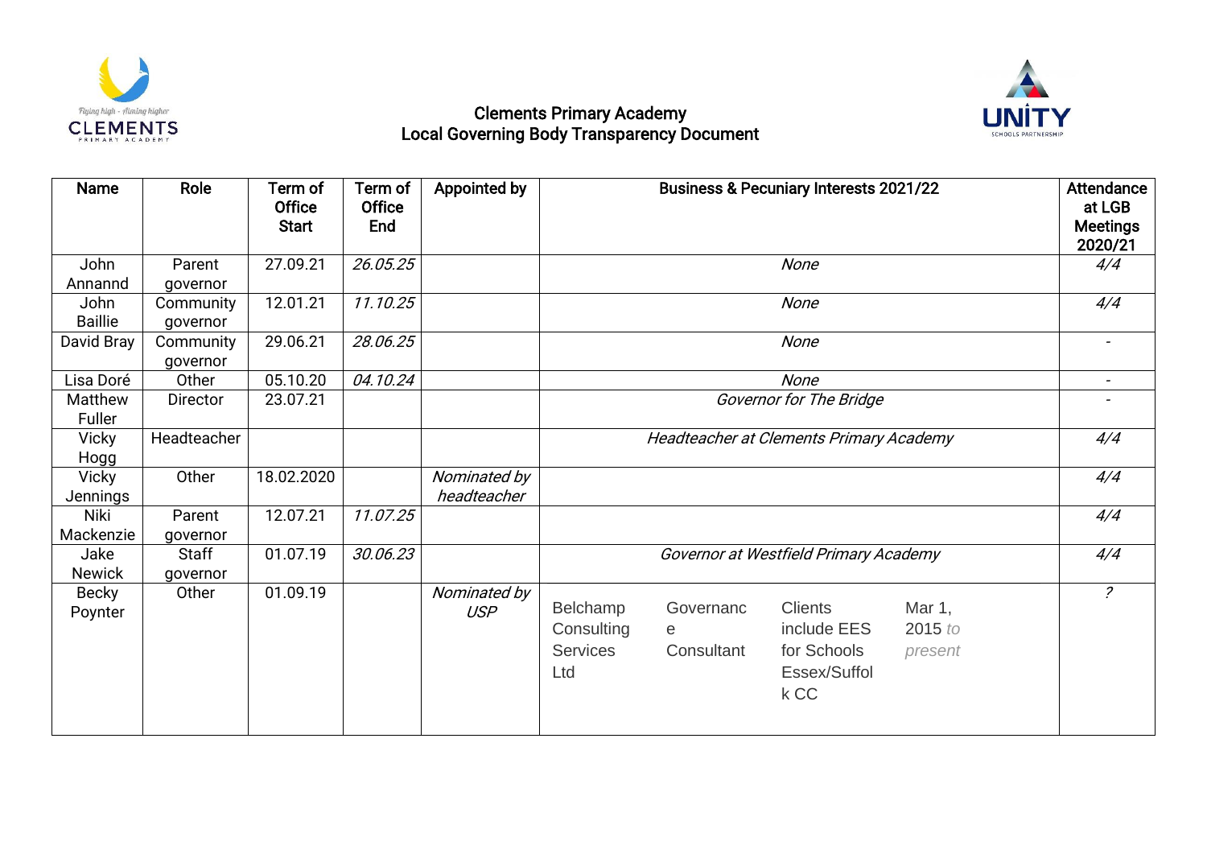# Clements Primary Academy
## Local Governing Body Transparency Document

| Name | Role | Term of Office Start | Term of Office End | Appointed by | Business & Pecuniary Interests 2021/22 | Attendance at LGB Meetings 2020/21 |
|---|---|---|---|---|---|---|
| John Annannd | Parent governor | 27.09.21 | *26.05.25* | | *None* | *4/4* |
| John Baillie | Community governor | 12.01.21 | *11.10.25* | | *None* | *4/4* |
| David Bray | Community governor | 29.06.21 | *28.06.25* | | *None* | - |
| Lisa Doré | Other | 05.10.20 | *04.10.24* | | *None* | - |
| Matthew Fuller | Director | 23.07.21 | | | *Governor for The Bridge* | - |
| Vicky Hogg | Headteacher | | | | *Headteacher at Clements Primary Academy* | *4/4* |
| Vicky Jennings | Other | 18.02.2020 | | *Nominated by headteacher* | | *4/4* |
| Niki Mackenzie | Parent governor | 12.07.21 | *11.07.25* | | | *4/4* |
| Jake Newick | Staff governor | 01.07.19 | *30.06.23* | | *Governor at Westfield Primary Academy* | *4/4* |
| Becky Poynter | Other | 01.09.19 | | *Nominated by USP* | Belchamp Consulting Services Ltd; Governance Consultant; Clients include EES for Schools Essex/Suffolk CC; Mar 1, 2015 *to present* | *?* |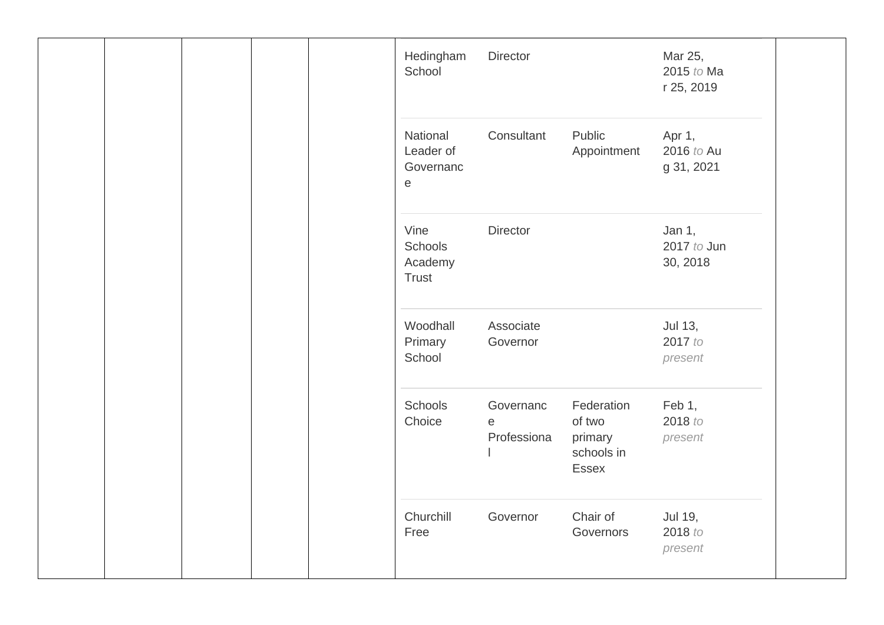| | | | | | | | | | |
|---|---|---|---|---|---|---|---|---|---|
| | | | | | Hedingham School | Director | | Mar 25, 2015 *to* Mar 25, 2019 | |
| | | | | | National Leader of Governance | Consultant | Public Appointment | Apr 1, 2016 *to* Aug 31, 2021 | |
| | | | | | Vine Schools Academy Trust | Director | | Jan 1, 2017 *to* Jun 30, 2018 | |
| | | | | | Woodhall Primary School | Associate Governor | | Jul 13, 2017 *to present* | |
| | | | | | Schools Choice | Governance Professional | Federation of two primary schools in Essex | Feb 1, 2018 *to present* | |
| | | | | | Churchill Free | Governor | Chair of Governors | Jul 19, 2018 *to present* | |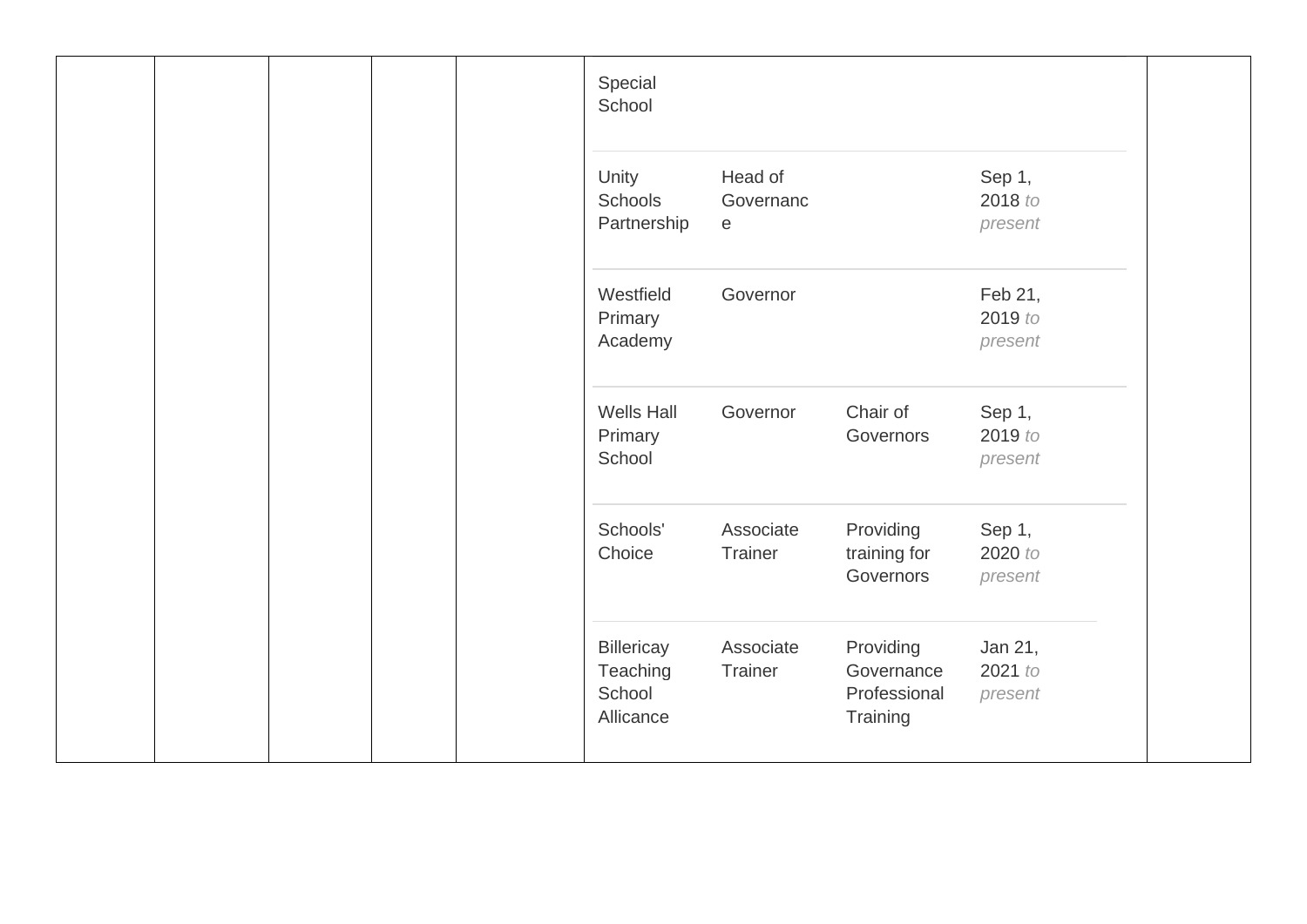| | | | | | | | | | |
|---|---|---|---|---|---|---|---|---|---|
| | | | | | Special School | | | | |
| | | | | | Unity Schools Partnership | Head of Governance | | Sep 1, 2018 *to present* | |
| | | | | | Westfield Primary Academy | Governor | | Feb 21, 2019 *to present* | |
| | | | | | Wells Hall Primary School | Governor | Chair of Governors | Sep 1, 2019 *to present* | |
| | | | | | Schools' Choice | Associate Trainer | Providing training for Governors | Sep 1, 2020 *to present* | |
| | | | | | Billericay Teaching School Allicance | Associate Trainer | Providing Governance Professional Training | Jan 21, 2021 *to present* | |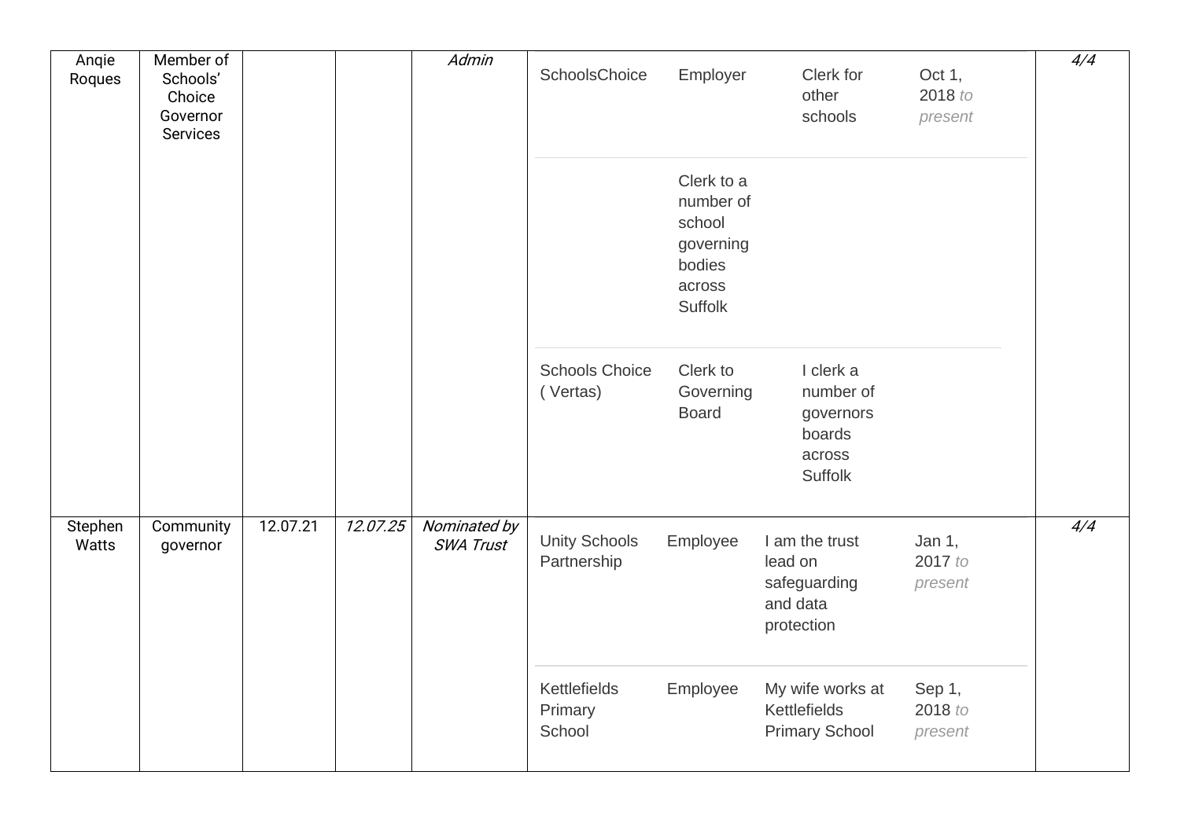| | | | | | | | | | |
|---|---|---|---|---|---|---|---|---|---|
| Anqie Roques | Member of Schools' Choice Governor Services | | | *Admin* | SchoolsChoice | Employer | Clerk for other schools | Oct 1, 2018 *to present* | *4/4* |
| | | | | | | Clerk to a number of school governing bodies across Suffolk | | | |
| | | | | | Schools Choice ( Vertas) | Clerk to Governing Board | I clerk a number of governors boards across Suffolk | | |
| Stephen Watts | Community governor | 12.07.21 | *12.07.25* | *Nominated by SWA Trust* | Unity Schools Partnership | Employee | I am the trust lead on safeguarding and data protection | Jan 1, 2017 *to present* | *4/4* |
| | | | | | Kettlefields Primary School | Employee | My wife works at Kettlefields Primary School | Sep 1, 2018 *to present* | |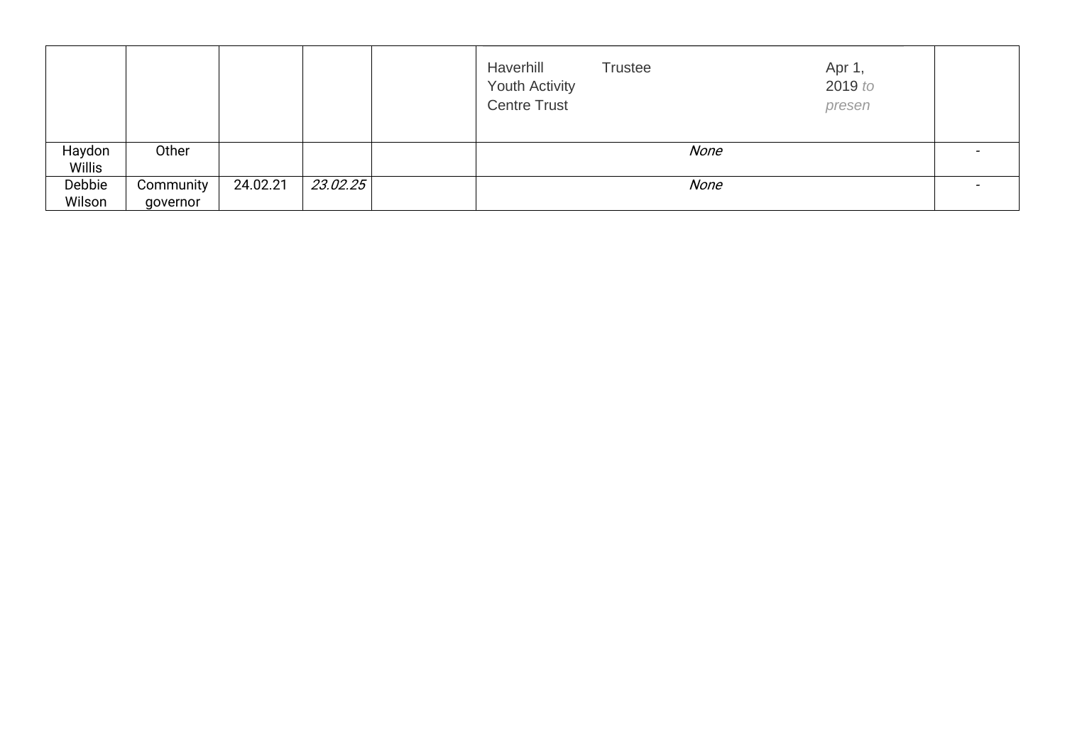| | | | | | | |
|---|---|---|---|---|---|---|
| | | | | | Haverhill Youth Activity Centre Trust  Trustee  Apr 1, 2019 *to presen* | |
| Haydon Willis | Other | | | | *None* | - |
| Debbie Wilson | Community governor | 24.02.21 | *23.02.25* | | *None* | - |